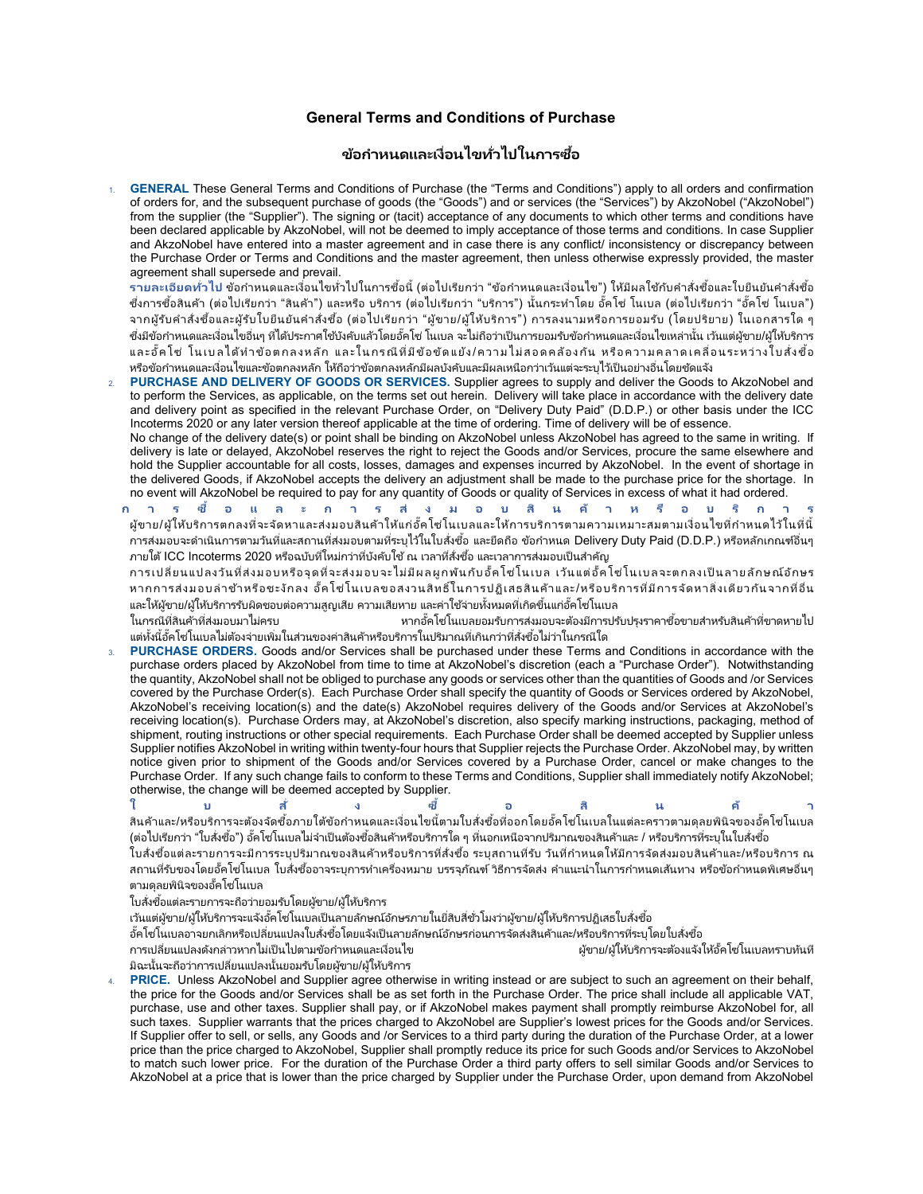# General Terms and Conditions of Purchase

# ข้อกำหนดและเงื่อนไขทั่วไปในการซื้อ

1. **GENERAL** These General Terms and Conditions of Purchase (the "Terms and Conditions") apply to all orders and confirmation of orders for, and the subsequent purchase of goods (the "Goods") and or services (the "Services") by AkzoNobel ("AkzoNobel") from the supplier (the "Supplier"). The signing or (tacit) acceptance of any documents to which other terms and conditions have been declared applicable by AkzoNobel, will not be deemed to imply acceptance of those terms and conditions. In case Supplier and AkzoNobel have entered into a master agreement and in case there is any conflict/ inconsistency or discrepancy between the Purchase Order or Terms and Conditions and the master agreement, then unless otherwise expressly provided, the master agreement shall supersede and prevail.

   **รายละเอียดทั่วไป** ข้อกำหนดและเงื่อนไขทั่วไปในการซื้อนี้ (ต่อไปเรียกว่า "ข้อกำหนดและเงื่อนไข") ให้มีผลใช้กับคำสั่งซื้อและใบยืนยันคำสั่งซื้อ ซึ่งการซื้อสินค้า (ต่อไปเรียกว่า "สินค้า") และหรือ บริการ (ต่อไปเรียกว่า "บริการ") นั้นกระทำโดย อั๊คโซ่ โนเบล (ต่อไปเรียกว่า "อั๊คโซ่ โนเบล") จากผู้รับคำสั่งซื้อและผู้รับใบยืนยันคำสั่งซื้อ (ต่อไปเรียกว่า "ผู้ขาย/ผู้ให้บริการ") การลงนามหรือการยอมรับ (โดยปริยาย) ในเอกสารใด ๆ ซึ่งมีข้อกำหนดและเงื่อนไขอื่นๆ ที่ได้ประกาศใช้บังคับแล้วโดยอั๊คโซ่ โนเบล จะไม่ถือว่าเป็นการยอมรับข้อกำหนดและเงื่อนไขเหล่านั้น เว้นแต่ผู้ขาย/ผู้ให้บริการ และอั๊คโซ่ โนเบลได้ทำข้อตกลงหลัก และในกรณีที่มีข้อขัดแย้ง/ความไม่สอดคล้องกัน หรือความคลาดเคลื่อนระหว่างใบสั่งซื้อหรือข้อกำหนดและเงื่อนไขและข้อตกลงหลัก ให้ถือว่าข้อตกลงหลักมีผลบังคับและมีผลเหนือกว่าเว้นแต่จะระบุไว้เป็นอย่างอื่นโดยชัดแจ้ง

2. **PURCHASE AND DELIVERY OF GOODS OR SERVICES.** Supplier agrees to supply and deliver the Goods to AkzoNobel and to perform the Services, as applicable, on the terms set out herein. Delivery will take place in accordance with the delivery date and delivery point as specified in the relevant Purchase Order, on "Delivery Duty Paid" (D.D.P.) or other basis under the ICC Incoterms 2020 or any later version thereof applicable at the time of ordering. Time of delivery will be of essence.

   No change of the delivery date(s) or point shall be binding on AkzoNobel unless AkzoNobel has agreed to the same in writing. If delivery is late or delayed, AkzoNobel reserves the right to reject the Goods and/or Services, procure the same elsewhere and hold the Supplier accountable for all costs, losses, damages and expenses incurred by AkzoNobel. In the event of shortage in the delivered Goods, if AkzoNobel accepts the delivery an adjustment shall be made to the purchase price for the shortage. In no event will AkzoNobel be required to pay for any quantity of Goods or quality of Services in excess of what it had ordered.

   **การซื้อและการส่งมอบสินค้าหรือบริการ** ผู้ขาย/ผู้ให้บริการตกลงที่จะจัดหาและส่งมอบสินค้าให้แก่อั๊คโซ่โนเบลและให้การบริการตามความเหมาะสมตามเงื่อนไขที่กำหนดไว้ในที่นี้ การส่งมอบจะดำเนินการตามวันที่และสถานที่ส่งมอบตามที่ระบุไว้ในใบสั่งซื้อ และยึดถือ ข้อกำหนด Delivery Duty Paid (D.D.P.) หรือหลักเกณฑ์อื่นๆ ภายใต้ ICC Incoterms 2020 หรือฉบับที่ใหม่กว่าที่บังคับใช้ ณ เวลาที่สั่งซื้อ และเวลาการส่งมอบเป็นสาระสำคัญ

   การเปลี่ยนแปลงวันที่ส่งมอบหรือจุดที่จะส่งมอบจะไม่มีผลผูกพันกับอั๊คโซ่โนเบล เว้นแต่อั๊คโซ่โนเบลจะตกลงเป็นลายลักษณ์อักษร หากการส่งมอบล่าช้าหรือชะงักลง อั๊คโซ่โนเบลขอสงวนสิทธิ์ในการปฏิเสธสินค้าและ/หรือบริการที่มีการจัดหาสิ่งเดียวกันจากที่อื่น และให้ผู้ขาย/ผู้ให้บริการรับผิดชอบต่อความสูญเสีย ความเสียหาย และค่าใช้จ่ายทั้งหมดที่เกิดขึ้นแก่อั๊คโซ่โนเบล

   ในกรณีที่สินค้าที่ส่งมอบมาไม่ครบ หากอั๊คโซ่โนเบลยอมรับการส่งมอบจะต้องมีการปรับปรุงราคาซื้อขายสำหรับสินค้าที่ขาดหายไป แต่ทั้งนี้อั๊คโซ่โนเบลไม่ต้องจ่ายเพิ่มในส่วนของค่าสินค้าหรือบริการในปริมาณที่เกินกว่าที่สั่งซื้อไม่ว่าในกรณีใด

3. **PURCHASE ORDERS.** Goods and/or Services shall be purchased under these Terms and Conditions in accordance with the purchase orders placed by AkzoNobel from time to time at AkzoNobel's discretion (each a "Purchase Order"). Notwithstanding the quantity, AkzoNobel shall not be obliged to purchase any goods or services other than the quantities of Goods and /or Services covered by the Purchase Order(s). Each Purchase Order shall specify the quantity of Goods or Services ordered by AkzoNobel, AkzoNobel's receiving location(s) and the date(s) AkzoNobel requires delivery of the Goods and/or Services at AkzoNobel's receiving location(s). Purchase Orders may, at AkzoNobel's discretion, also specify marking instructions, packaging, method of shipment, routing instructions or other special requirements. Each Purchase Order shall be deemed accepted by Supplier unless Supplier notifies AkzoNobel in writing within twenty-four hours that Supplier rejects the Purchase Order. AkzoNobel may, by written notice given prior to shipment of the Goods and/or Services covered by a Purchase Order, cancel or make changes to the Purchase Order. If any such change fails to conform to these Terms and Conditions, Supplier shall immediately notify AkzoNobel; otherwise, the change will be deemed accepted by Supplier.

   **ใบสั่งซื้อสินค้า** สินค้าและ/หรือบริการจะต้องจัดซื้อภายใต้ข้อกำหนดและเงื่อนไขนี้ตามใบสั่งซื้อที่ออกโดยอั๊คโซ่โนเบลในแต่ละคราวตามดุลยพินิจของอั๊คโซ่โนเบล (ต่อไปเรียกว่า "ใบสั่งซื้อ") อั๊คโซ่โนเบลไม่จำเป็นต้องซื้อสินค้าหรือบริการใด ๆ ที่นอกเหนือจากปริมาณของสินค้าและ / หรือบริการที่ระบุในใบสั่งซื้อ

   ใบสั่งซื้อแต่ละรายการจะมีการระบุปริมาณของสินค้าหรือบริการที่สั่งซื้อ ระบุสถานที่รับ วันที่กำหนดให้มีการจัดส่งมอบสินค้าและ/หรือบริการ ณ สถานที่รับของโดยอั๊คโซ่โนเบล ใบสั่งซื้ออาจระบุการทำเครื่องหมาย บรรจุภัณฑ์ วิธีการจัดส่ง คำแนะนำในการกำหนดเส้นทาง หรือข้อกำหนดพิเศษอื่นๆ ตามดุลยพินิจของอั๊คโซ่โนเบล

   ใบสั่งซื้อแต่ละรายการจะถือว่ายอมรับโดยผู้ขาย/ผู้ให้บริการ

   เว้นแต่ผู้ขาย/ผู้ให้บริการจะแจ้งอั๊คโซ่โนเบลเป็นลายลักษณ์อักษรภายในยี่สิบสี่ชั่วโมงว่าผู้ขาย/ผู้ให้บริการปฏิเสธใบสั่งซื้อ

   อั๊คโซ่โนเบลอาจยกเลิกหรือเปลี่ยนแปลงใบสั่งซื้อโดยแจ้งเป็นลายลักษณ์อักษรก่อนการจัดส่งสินค้าและ/หรือบริการที่ระบุโดยใบสั่งซื้อ

   การเปลี่ยนแปลงดังกล่าวหากไม่เป็นไปตามข้อกำหนดและเงื่อนไข ผู้ขาย/ผู้ให้บริการจะต้องแจ้งให้อั๊คโซ่โนเบลทราบทันที มิฉะนั้นจะถือว่าการเปลี่ยนแปลงนั้นยอมรับโดยผู้ขาย/ผู้ให้บริการ

4. **PRICE.** Unless AkzoNobel and Supplier agree otherwise in writing instead or are subject to such an agreement on their behalf, the price for the Goods and/or Services shall be as set forth in the Purchase Order. The price shall include all applicable VAT, purchase, use and other taxes. Supplier shall pay, or if AkzoNobel makes payment shall promptly reimburse AkzoNobel for, all such taxes. Supplier warrants that the prices charged to AkzoNobel are Supplier's lowest prices for the Goods and/or Services. If Supplier offer to sell, or sells, any Goods and /or Services to a third party during the duration of the Purchase Order, at a lower price than the price charged to AkzoNobel, Supplier shall promptly reduce its price for such Goods and/or Services to AkzoNobel to match such lower price. For the duration of the Purchase Order a third party offers to sell similar Goods and/or Services to AkzoNobel at a price that is lower than the price charged by Supplier under the Purchase Order, upon demand from AkzoNobel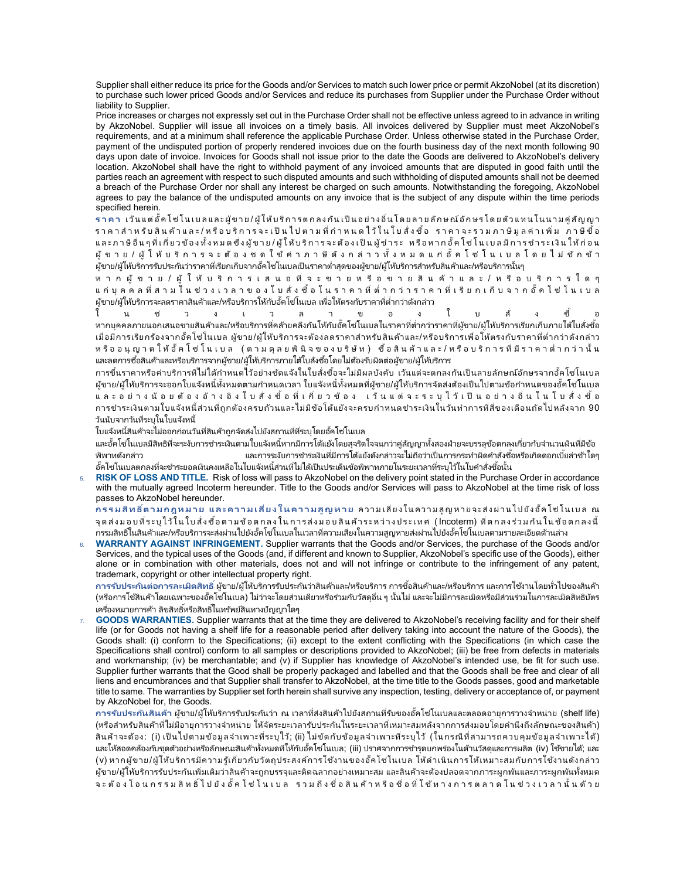Supplier shall either reduce its price for the Goods and/or Services to match such lower price or permit AkzoNobel (at its discretion) to purchase such lower priced Goods and/or Services and reduce its purchases from Supplier under the Purchase Order without liability to Supplier.

Price increases or charges not expressly set out in the Purchase Order shall not be effective unless agreed to in advance in writing by AkzoNobel. Supplier will issue all invoices on a timely basis. All invoices delivered by Supplier must meet AkzoNobel's requirements, and at a minimum shall reference the applicable Purchase Order. Unless otherwise stated in the Purchase Order, payment of the undisputed portion of properly rendered invoices due on the fourth business day of the next month following 90 days upon date of invoice. Invoices for Goods shall not issue prior to the date the Goods are delivered to AkzoNobel's delivery location. AkzoNobel shall have the right to withhold payment of any invoiced amounts that are disputed in good faith until the parties reach an agreement with respect to such disputed amounts and such withholding of disputed amounts shall not be deemed a breach of the Purchase Order nor shall any interest be charged on such amounts. Notwithstanding the foregoing, AkzoNobel agrees to pay the balance of the undisputed amounts on any invoice that is the subject of any dispute within the time periods specified herein.

**ราคา** เว้นแต่อั๊คโซโนเบลและผู้ขาย/ผู้ให้บริการตกลงกันเป็นอย่างอื่นโดยลายลักษณ์อักษรโดยตัวแทนในนามคู่สัญญา ราคาสำหรับสินค้าและ/หรือบริการจะเป็นไปตามที่กำหนดไว้ในใบสั่งซื้อ ราคาจะรวมภาษีมูลค่าเพิ่ม ภาษีซื้อ และภาษีอื่นๆที่เกี่ยวข้องทั้งหมดซึ่งผู้ขาย/ผู้ให้บริการจะต้องเป็นผู้ชำระ หรือหากอั๊คโซโนเบลมีการชำระเงินให้ก่อน ผู้ขาย/ผู้ให้บริการจะต้องชดใช้ค่าภาษีดังกล่าวทั้งหมดแก่อั๊คโซโนเบลโดยไม่ชักช้า ผู้ขาย/ผู้ให้บริการรับประกันว่าราคาที่เรียกเก็บจากอั๊คโซโนเบลเป็นราคาต่ำสุดของผู้ขาย/ผู้ให้บริการสำหรับสินค้าและ/หรือบริการนั้นๆ

หากผู้ขาย/ผู้ให้บริการเสนอที่จะขายหรือขายสินค้าและ/หรือบริการใดๆ แก่บุคคลที่สามในช่วงเวลาของใบสั่งซื้อในราคาที่ต่ำกว่าราคาที่เรียกเก็บจากอั๊คโซโนเบล ผู้ขาย/ผู้ให้บริการจะลดราคาสินค้าและ/หรือบริการให้กับอั๊คโซโนเบล เพื่อให้ตรงกับราคาที่ต่ำกว่าดังกล่าว

ในช่วงเวลาของใบสั่งซื้อ

หากบุคคลภายนอกเสนอขายสินค้าและ/หรือบริการที่คล้ายคลึงกันให้กับอั๊คโซโนเบลในราคาที่ต่ำกว่าราคาที่ผู้ขาย/ผู้ให้บริการเรียกเก็บภายใต้ใบสั่งซื้อ เมื่อมีการเรียกร้องจากอั๊คโซโนเบล ผู้ขาย/ผู้ให้บริการจะต้องลดราคาสำหรับสินค้าและ/หรือบริการเพื่อให้ตรงกับราคาที่ต่ำกว่าดังกล่าว หรืออนุญาตให้อั๊คโซโนเบล (ตามดุลยพินิจของบริษัท) ซื้อสินค้าและ/หรือบริการที่มีราคาต่ำกว่านั้น และลดการซื้อสินค้าและหรือบริการจากผู้ขาย/ผู้ให้บริการภายใต้ใบสั่งซื้อโดยไม่ต้องรับผิดต่อผู้ขาย/ผู้ให้บริการ

การขึ้นราคาหรือค่าบริการที่ไม่ได้กำหนดไว้อย่างชัดแจ้งในใบสั่งซื้อจะไม่มีผลบังคับ เว้นแต่จะตกลงกันเป็นลายลักษณ์อักษรจากอั๊คโซโนเบล ผู้ขาย/ผู้ให้บริการจะออกใบแจ้งหนี้ทั้งหมดตามกำหนดเวลา ใบแจ้งหนี้ทั้งหมดที่ผู้ขาย/ผู้ให้บริการจัดส่งต้องเป็นไปตามข้อกำหนดของอั๊คโซโนเบล และอย่างน้อยต้องอ้างอิงใบสั่งซื้อที่เกี่ยวข้อง เว้นแต่จะระบุไว้เป็นอย่างอื่นในใบสั่งซื้อ การชำระเงินตามใบแจ้งหนี้ส่วนที่ถูกต้องครบถ้วนและไม่มีข้อโต้แย้งจะครบกำหนดชำระเงินในวันทำการที่สี่ของเดือนถัดไปหลังจาก 90 วันนับจากวันที่ระบุในใบแจ้งหนี้

ใบแจ้งหนี้สินค้าจะไม่ออกก่อนวันที่สินค้าถูกจัดส่งไปยังสถานที่ที่ระบุโดยอั๊คโซโนเบล

และอั๊คโซโนเบลมีสิทธิที่จะระงับการชำระเงินตามใบแจ้งหนี้หากมีการโต้แย้งโดยสุจริตใจจนกว่าคู่สัญญาทั้งสองฝ่ายจะบรรลุข้อตกลงเกี่ยวกับจำนวนเงินที่มีข้อพิพาทดังกล่าว และการระงับการชำระเงินที่มีการโต้แย้งดังกล่าวจะไม่ถือว่าเป็นการกระทำผิดคำสั่งซื้อหรือเกิดดอกเบี้ยล่าช้าใดๆ อั๊คโซโนเบลตกลงที่จะชำระยอดเงินคงเหลือในใบแจ้งหนี้ส่วนที่ไม่ได้เป็นประเด็นข้อพิพาทภายในระยะเวลาที่ระบุไว้ในใบคำสั่งซื้อนั้น

5. **RISK OF LOSS AND TITLE.** Risk of loss will pass to AkzoNobel on the delivery point stated in the Purchase Order in accordance with the mutually agreed Incoterm hereunder. Title to the Goods and/or Services will pass to AkzoNobel at the time risk of loss passes to AkzoNobel hereunder.

   **กรรมสิทธิ์ตามกฎหมาย และความเสี่ยงในความสูญหาย** ความเสี่ยงในความสูญหายจะส่งผ่านไปยังอั๊คโซโนเบล ณ จุดส่งมอบที่ระบุไว้ในใบสั่งซื้อตามข้อตกลงในการส่งมอบสินค้าระหว่างประเทศ (Incoterm) ที่ตกลงร่วมกันในข้อตกลงนี้ กรรมสิทธิ์ในสินค้าและ/หรือบริการจะส่งผ่านไปยังอั๊คโซโนเบลในเวลาที่ความเสี่ยงในความสูญหายส่งผ่านไปยังอั๊คโซโนเบลตามรายละเอียดด้านล่าง

6. **WARRANTY AGAINST INFRINGEMENT.** Supplier warrants that the Goods and/or Services, the purchase of the Goods and/or Services, and the typical uses of the Goods (and, if different and known to Supplier, AkzoNobel's specific use of the Goods), either alone or in combination with other materials, does not and will not infringe or contribute to the infringement of any patent, trademark, copyright or other intellectual property right.

   **การรับประกันต่อการละเมิดสิทธิ์** ผู้ขาย/ผู้ให้บริการรับประกันว่าสินค้าและ/หรือบริการ การซื้อสินค้าและ/หรือบริการ และการใช้งานโดยทั่วไปของสินค้า (หรือการใช้สินค้าโดยเฉพาะของอั๊คโซโนเบล) ไม่ว่าจะโดยส่วนเดียวหรือร่วมกับวัสดุอื่น ๆ นั้นไม่ และจะไม่มีการละเมิดหรือมีส่วนร่วมในการละเมิดสิทธิบัตร เครื่องหมายการค้า ลิขสิทธิ์หรือสิทธิในทรัพย์สินทางปัญญาใดๆ

7. **GOODS WARRANTIES.** Supplier warrants that at the time they are delivered to AkzoNobel's receiving facility and for their shelf life (or for Goods not having a shelf life for a reasonable period after delivery taking into account the nature of the Goods), the Goods shall: (i) conform to the Specifications; (ii) except to the extent conflicting with the Specifications (in which case the Specifications shall control) conform to all samples or descriptions provided to AkzoNobel; (iii) be free from defects in materials and workmanship; (iv) be merchantable; and (v) if Supplier has knowledge of AkzoNobel's intended use, be fit for such use. Supplier further warrants that the Good shall be properly packaged and labelled and that the Goods shall be free and clear of all liens and encumbrances and that Supplier shall transfer to AkzoNobel, at the time title to the Goods passes, good and marketable title to same. The warranties by Supplier set forth herein shall survive any inspection, testing, delivery or acceptance of, or payment by AkzoNobel for, the Goods.

   **การรับประกันสินค้า** ผู้ขาย/ผู้ให้บริการรับประกันว่า ณ เวลาที่ส่งสินค้าไปยังสถานที่รับของอั๊คโซโนเบลและตลอดอายุการวางจำหน่าย (shelf life) (หรือสำหรับสินค้าที่ไม่มีอายุการวางจำหน่าย ให้จัดระยะเวลารับประกันในระยะเวลาที่เหมาะสมหลังจากการส่งมอบโดยคำนึงถึงลักษณะของสินค้า) สินค้าจะต้อง: (i) เป็นไปตามข้อมูลจำเพาะที่ระบุไว้; (ii) ไม่ขัดกับข้อมูลจำเพาะที่ระบุไว้ (ในกรณีที่สามารถควบคุมข้อมูลจำเพาะได้) และให้สอดคล้องกับชุดตัวอย่างหรือลักษณะสินค้าทั้งหมดที่ให้กับอั๊คโซโนเบล; (iii) ปราศจากการชำรุดบกพร่องในด้านวัสดุและการผลิต (iv) ใช้ขายได้; และ (v) หากผู้ขาย/ผู้ให้บริการมีความรู้เกี่ยวกับวัตถุประสงค์การใช้งานของอั๊คโซโนเบล ให้ดำเนินการให้เหมาะสมกับการใช้งานดังกล่าว ผู้ขาย/ผู้ให้บริการรับประกันเพิ่มเติมว่าสินค้าจะถูกบรรจุและติดฉลากอย่างเหมาะสม และสินค้าจะต้องปลอดจากภาระผูกพันและภาระผูกพันทั้งหมด จะต้องโอนกรรมสิทธิ์ไปยังอั๊คโซโนเบล รวมถึงชื่อสินค้าหรือชื่อที่ใช้ทางการตลาดในช่วงเวลานั้นด้วย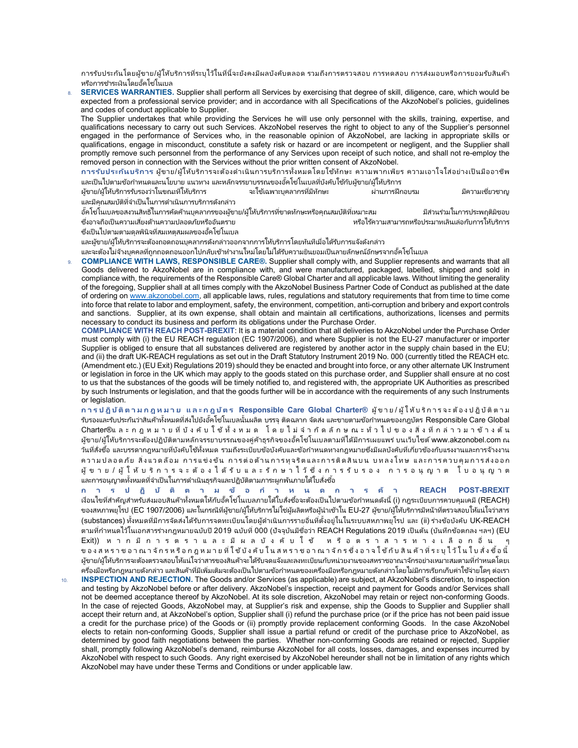การรับประกันโดยผู้ขาย/ผู้ให้บริการที่ระบุไว้ในที่นี้จะยังคงมีผลบังคับตลอด รวมถึงการตรวจสอบ การทดสอบ การส่งมอบหรือการยอมรับสินค้า หรือการชำระเงินโดยอัคโซโนเบล

8. **SERVICES WARRANTIES.** Supplier shall perform all Services by exercising that degree of skill, diligence, care, which would be expected from a professional service provider; and in accordance with all Specifications of the AkzoNobel's policies, guidelines and codes of conduct applicable to Supplier.

   The Supplier undertakes that while providing the Services he will use only personnel with the skills, training, expertise, and qualifications necessary to carry out such Services. AkzoNobel reserves the right to object to any of the Supplier's personnel engaged in the performance of Services who, in the reasonable opinion of AkzoNobel, are lacking in appropriate skills or qualifications, engage in misconduct, constitute a safety risk or hazard or are incompetent or negligent, and the Supplier shall promptly remove such personnel from the performance of any Services upon receipt of such notice, and shall not re-employ the removed person in connection with the Services without the prior written consent of AkzoNobel.

   **การรับประกันบริการ** ผู้ขาย/ผู้ให้บริการจะต้องดำเนินการบริการทั้งหมดโดยใช้ทักษะ ความพากเพียร ความเอาใจใส่อย่างเป็นมืออาชีพ และเป็นไปตามข้อกำหนดและนโยบาย แนวทาง และหลักจรรยาบรรณของอัคโซโนเบลที่บังคับใช้กับผู้ขาย/ผู้ให้บริการ

   ผู้ขาย/ผู้ให้บริการรับรองว่าในขณะที่ให้บริการ จะใช้เฉพาะบุคลากรที่มีทักษะ ผ่านการฝึกอบรม มีความเชี่ยวชาญ และมีคุณสมบัติที่จำเป็นในการดำเนินการบริการดังกล่าว

   อัคโซโนเบลขอสงวนสิทธิ์ในการคัดค้านบุคลากรของผู้ขาย/ผู้ให้บริการที่ขาดทักษะหรือคุณสมบัติที่เหมาะสม มีส่วนร่วมในการประพฤติมิชอบ ซึ่งอาจถือเป็นความเสี่ยงด้านความปลอดภัยหรืออันตราย หรือไร้ความสามารถหรือประมาทเลินเล่อกับการให้บริการ ซึ่งเป็นไปตามดุลพินิจที่สมเหตุสมผลของอัคโซโนเบล

   และผู้ขาย/ผู้ให้บริการจะต้องถอดถอนบุคลากรดังกล่าวออกจากการให้บริการโดยทันทีเมื่อได้รับการแจ้งดังกล่าว และจะต้องไม่จ้างบุคคลที่ถูกถอดถอนออกไปกลับเข้าทำงานใหม่โดยไม่ได้รับความยินยอมเป็นลายลักษณ์อักษรจากอัคโซโนเบล

9. **COMPLIANCE WITH LAWS, RESPONSIBLE CARE®.** Supplier shall comply with, and Supplier represents and warrants that all Goods delivered to AkzoNobel are in compliance with, and were manufactured, packaged, labelled, shipped and sold in compliance with, the requirements of the Responsible Care® Global Charter and all applicable laws. Without limiting the generality of the foregoing, Supplier shall at all times comply with the AkzoNobel Business Partner Code of Conduct as published at the date of ordering on www.akzonobel.com, all applicable laws, rules, regulations and statutory requirements that from time to time come into force that relate to labor and employment, safety, the environment, competition, anti-corruption and bribery and export controls and sanctions. Supplier, at its own expense, shall obtain and maintain all certifications, authorizations, licenses and permits necessary to conduct its business and perform its obligations under the Purchase Order.

   **COMPLIANCE WITH REACH POST-BREXIT**: It is a material condition that all deliveries to AkzoNobel under the Purchase Order must comply with (i) the EU REACH regulation (EC 1907/2006), and where Supplier is not the EU-27 manufacturer or importer Supplier is obliged to ensure that all substances delivered are registered by another actor in the supply chain based in the EU; and (ii) the draft UK-REACH regulations as set out in the Draft Statutory Instrument 2019 No. 000 (currently titled the REACH etc. (Amendment etc.) (EU Exit) Regulations 2019) should they be enacted and brought into force, or any other alternate UK Instrument or legislation in force in the UK which may apply to the goods stated on this purchase order, and Supplier shall ensure at no cost to us that the substances of the goods will be timely notified to, and registered with, the appropriate UK Authorities as prescribed by such Instruments or legislation, and that the goods further will be in accordance with the requirements of any such Instruments or legislation.

   **การปฏิบัติตามกฎหมาย และกฎบัตร Responsible Care Global Charter®** ผู้ขาย/ผู้ให้บริการจะต้องปฏิบัติตาม รับรองและรับประกันว่าสินค้าทั้งหมดที่ส่งไปยังอัคโซโนเบลนั้นผลิต บรรจุ ติดฉลาก จัดส่ง และขายตามข้อกำหนดของกฎบัตร Responsible Care Global Charter®และกฎหมายที่บังคับใช้ทั้งหมด โดยไม่จำกัดลักษณะทั่วไปของสิ่งที่กล่าวมาข้างต้น ผู้ขาย/ผู้ให้บริการจะต้องปฏิบัติตามหลักจรรยาบรรณของคู่ค้าธุรกิจของอัคโซโนเบลตามที่ได้มีการเผยแพร่ บนเว็บไซต์ www.akzonobel.com ณ วันที่สั่งซื้อ และบรรดากฎหมายที่บังคับใช้ทั้งหมด รวมถึงระเบียบข้อบังคับและข้อกำหนดทางกฎหมายซึ่งมีผลบังคับที่เกี่ยวข้องกับแรงงานและการจ้างงาน ความปลอดภัย สิ่งแวดล้อม การแข่งขัน การต่อต้านการทุจริตและการติดสินบน บทลงโทษ และการควบคุมการส่งออก ผู้ขาย/ผู้ให้บริการจะต้องได้รับและรักษาไว้ซึ่งการรับรอง การอนุญาต ใบอนุญาต และการอนุญาตทั้งหมดที่จำเป็นในการดำเนินธุรกิจและปฏิบัติตามภาระผูกพันภายใต้ใบสั่งซื้อ

   **การปฏิบัติตามข้อกำหนดการค้า REACH POST-BREXIT**
   เงื่อนไขที่สำคัญสำหรับส่งมอบสินค้าทั้งหมดให้กับอัคโซโนเบลภายใต้ใบสั่งซื้อจะต้องเป็นไปตามข้อกำหนดดังนี้ (i) กฎระเบียบการควบคุมเคมี (REACH) ของสหภาพยุโรป (EC 1907/2006) และในกรณีที่ผู้ขาย/ผู้ให้บริการไม่ใช่ผู้ผลิตหรือผู้นำเข้าใน EU-27 ผู้ขาย/ผู้ให้บริการมีหน้าที่ตรวจสอบให้แน่ใจว่าสาร (substances) ทั้งหมดที่มีการจัดส่งได้รับการจดทะเบียนโดยผู้ดำเนินการรายอื่นที่ตั้งอยู่ในในระบบสหภาพยุโรป และ (ii) ร่างข้อบังคับ UK-REACH ตามที่กำหนดไว้ในเอกสารร่างกฎหมายฉบับปี 2019 ฉบับที่ 000 (ปัจจุบันมีชื่อว่า REACH Regulations 2019 เป็นต้น (บันทึกข้อตกลง ฯลฯ) (EU Exit)) หากมีการตราและมีผลบังคับใช้ หรือตราสารทางเลือกอื่น ๆ ของสหราชอาณาจักรหรือกฎหมายที่ใช้บังคับในสหราชอาณาจักรซึ่งอาจใช้กับสินค้าที่ระบุไว้ในใบสั่งซื้อนี้ ผู้ขาย/ผู้ให้บริการจะต้องตรวจสอบให้แน่ใจว่าสารของสินค้าจะได้รับจดแจ้งและลงทะเบียนกับหน่วยงานของสหราชอาณาจักรอย่างเหมาะสมตามที่กำหนดโดยเครื่องมือหรือกฎหมายดังกล่าว และสินค้าที่มีเพิ่มเติมจะต้องเป็นไปตามข้อกำหนดของเครื่องมือหรือกฎหมายดังกล่าวโดยไม่มีการเรียกเก็บค่าใช้จ่ายใดๆ ต่อเรา

10. **INSPECTION AND REJECTION.** The Goods and/or Services (as applicable) are subject, at AkzoNobel's discretion, to inspection and testing by AkzoNobel before or after delivery. AkzoNobel's inspection, receipt and payment for Goods and/or Services shall not be deemed acceptance thereof by AkzoNobel. At its sole discretion, AkzoNobel may retain or reject non-conforming Goods. In the case of rejected Goods, AkzoNobel may, at Supplier's risk and expense, ship the Goods to Supplier and Supplier shall accept their return and, at AkzoNobel's option, Supplier shall (i) refund the purchase price (or if the price has not been paid issue a credit for the purchase price) of the Goods or (ii) promptly provide replacement conforming Goods. In the case AkzoNobel elects to retain non-conforming Goods, Supplier shall issue a partial refund or credit of the purchase price to AkzoNobel, as determined by good faith negotiations between the parties. Whether non-conforming Goods are retained or rejected, Supplier shall, promptly following AkzoNobel's demand, reimburse AkzoNobel for all costs, losses, damages, and expenses incurred by AkzoNobel with respect to such Goods. Any right exercised by AkzoNobel hereunder shall not be in limitation of any rights which AkzoNobel may have under these Terms and Conditions or under applicable law.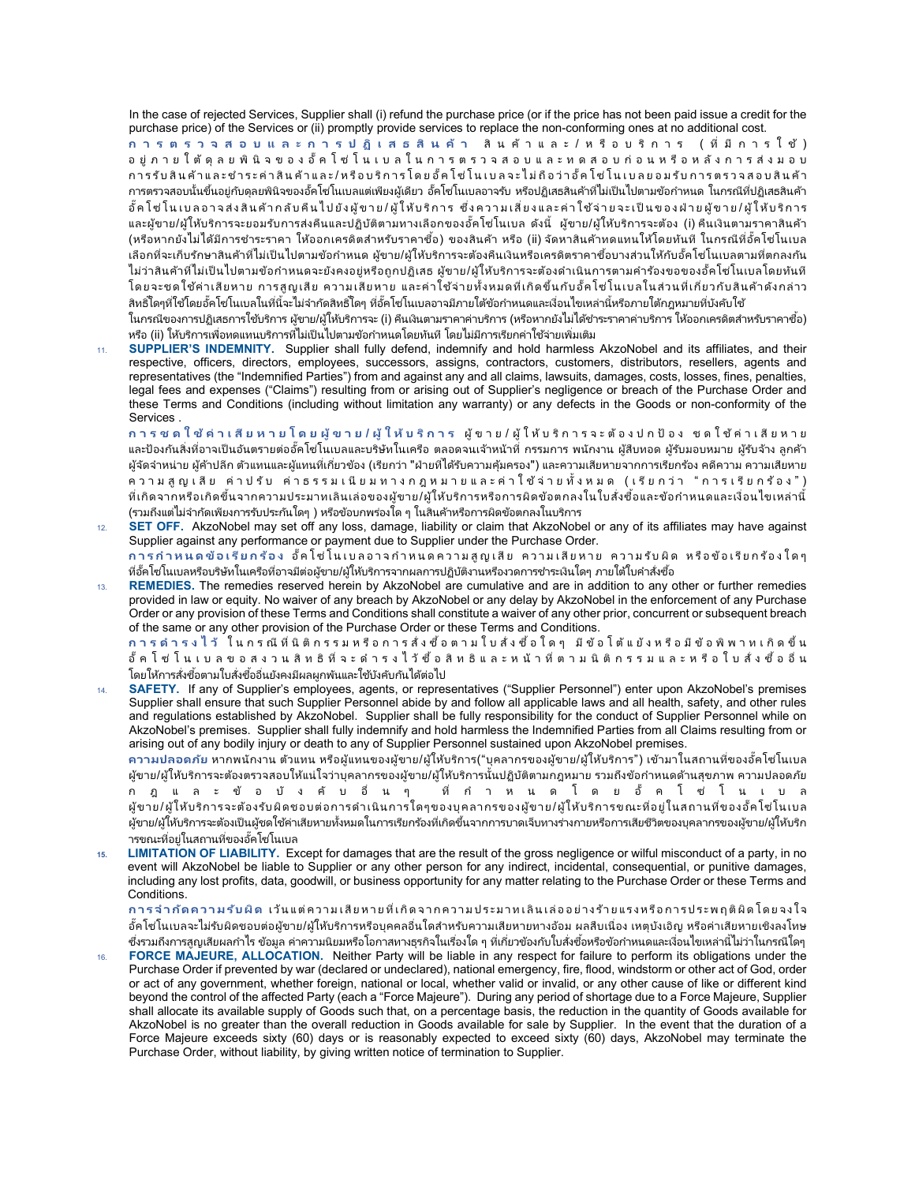In the case of rejected Services, Supplier shall (i) refund the purchase price (or if the price has not been paid issue a credit for the purchase price) of the Services or (ii) promptly provide services to replace the non-conforming ones at no additional cost.

**การตรวจสอบและการปฏิเสธสินค้า** สินค้าและ/หรือบริการ (ที่มีการใช้) อยู่ภายใต้ดุลยพินิจของอ๊คโซโนเบลในการตรวจสอบและทดสอบก่อนหรือหลังการส่งมอบ การรับสินค้าและชำระค่าสินค้าและ/หรือบริการโดยอ๊คโซโนเบลจะไม่ถือว่าอ๊คโซโนเบลยอมรับการตรวจสอบสินค้า การตรวจสอบนั้นขึ้นอยู่กับดุลยพินิจของอ๊คโซโนเบลแต่เพียงผู้เดียว อ๊คโซโนเบลอาจรับ หรือปฏิเสธสินค้าที่ไม่เป็นไปตามข้อกำหนด ในกรณีที่ปฏิเสธสินค้า อ๊คโซโนเบลอาจส่งสินค้ากลับคืนไปยังผู้ขาย/ผู้ให้บริการ ซึ่งความเสี่ยงและค่าใช้จ่ายจะเป็นของฝ่ายผู้ขาย/ผู้ให้บริการ และผู้ขาย/ผู้ให้บริการจะยอมรับการส่งคืนและปฏิบัติตามทางเลือกของอ๊คโซโนเบล ดังนี้ ผู้ขาย/ผู้ให้บริการจะต้อง (i) คืนเงินตามราคาสินค้า (หรือหากยังไม่ได้มีการชำระราคา ให้ออกเครดิตสำหรับราคาซื้อ) ของสินค้า หรือ (ii) จัดหาสินค้าทดแทนให้โดยทันที ในกรณีที่อ๊คโซโนเบลเลือกที่จะเก็บรักษาสินค้าที่ไม่เป็นไปตามข้อกำหนด ผู้ขาย/ผู้ให้บริการจะต้องคืนเงินหรือเครดิตราคาซื้อบางส่วนให้กับอ๊คโซโนเบลตามที่ตกลงกัน ไม่ว่าสินค้าที่ไม่เป็นไปตามข้อกำหนดจะยังคงอยู่หรือถูกปฏิเสธ ผู้ขาย/ผู้ให้บริการจะต้องดำเนินการตามคำร้องขอของอ๊คโซโนเบลโดยทันที โดยจะชดใช้ค่าเสียหาย การสูญเสีย ความเสียหาย และค่าใช้จ่ายทั้งหมดที่เกิดขึ้นกับอ๊คโซโนเบลในส่วนที่เกี่ยวกับสินค้าดังกล่าว สิทธิใดๆที่ใช้โดยอ๊คโซโนเบลในที่นี้จะไม่จำกัดสิทธิใดๆ ที่อ๊คโซโนเบลอาจมีภายใต้ข้อกำหนดและเงื่อนไขเหล่านี้หรือภายใต้กฎหมายที่บังคับใช้

ในกรณีของการปฏิเสธการใช้บริการ ผู้ขาย/ผู้ให้บริการจะ (i) คืนเงินตามราคาค่าบริการ (หรือหากยังไม่ได้ชำระราคาค่าบริการ ให้ออกเครดิตสำหรับราคาซื้อ) หรือ (ii) ให้บริการเพื่อทดแทนบริการที่ไม่เป็นไปตามข้อกำหนดโดยทันที โดยไม่มีการเรียกค่าใช้จ่ายเพิ่มเติม

11. **SUPPLIER'S INDEMNITY.** Supplier shall fully defend, indemnify and hold harmless AkzoNobel and its affiliates, and their respective, officers, directors, employees, successors, assigns, contractors, customers, distributors, resellers, agents and representatives (the "Indemnified Parties") from and against any and all claims, lawsuits, damages, costs, losses, fines, penalties, legal fees and expenses ("Claims") resulting from or arising out of Supplier's negligence or breach of the Purchase Order and these Terms and Conditions (including without limitation any warranty) or any defects in the Goods or non-conformity of the Services .

    **การชดใช้ค่าเสียหายโดยผู้ขาย/ผู้ให้บริการ** ผู้ขาย/ผู้ให้บริการจะต้องปกป้อง ชดใช้ค่าเสียหาย และป้องกันสิ่งที่อาจเป็นอันตรายต่ออ๊คโซโนเบลและบริษัทในเครือ ตลอดจนเจ้าหน้าที่ กรรมการ พนักงาน ผู้สืบทอด ผู้รับมอบหมาย ผู้รับจ้าง ลูกค้า ผู้จัดจำหน่าย ผู้ค้าปลีก ตัวแทนและผู้แทนที่เกี่ยวข้อง (เรียกว่า "ฝ่ายที่ได้รับความคุ้มครอง") และความเสียหายจากการเรียกร้อง คดีความ ความเสียหาย ความสูญเสีย ค่าปรับ ค่าธรรมเนียมทางกฎหมายและค่าใช้จ่ายทั้งหมด (เรียกว่า "การเรียกร้อง") ที่เกิดจากหรือเกิดขึ้นจากความประมาทเลินเล่อของผู้ขาย/ผู้ให้บริการหรือการผิดข้อตกลงในใบสั่งซื้อและข้อกำหนดและเงื่อนไขเหล่านี้ (รวมถึงแต่ไม่จำกัดเพียงการรับประกันใดๆ ) หรือข้อบกพร่องใด ๆ ในสินค้าหรือการผิดข้อตกลงในบริการ

12. **SET OFF.** AkzoNobel may set off any loss, damage, liability or claim that AkzoNobel or any of its affiliates may have against Supplier against any performance or payment due to Supplier under the Purchase Order.

    **การกำหนดข้อเรียกร้อง** อ๊คโซโนเบลอาจกำหนดความสูญเสีย ความเสียหาย ความรับผิด หรือข้อเรียกร้องใดๆ ที่อ๊คโซโนเบลหรือบริษัทในเครือที่อาจมีต่อผู้ขาย/ผู้ให้บริการจากผลการปฏิบัติงานหรืองวดการชำระเงินใดๆ ภายใต้ใบคำสั่งซื้อ

13. **REMEDIES.** The remedies reserved herein by AkzoNobel are cumulative and are in addition to any other or further remedies provided in law or equity. No waiver of any breach by AkzoNobel or any delay by AkzoNobel in the enforcement of any Purchase Order or any provision of these Terms and Conditions shall constitute a waiver of any other prior, concurrent or subsequent breach of the same or any other provision of the Purchase Order or these Terms and Conditions.

    **การดำรงไว้** ในกรณีที่นิติกรรมหรือการสั่งซื้อตามใบสั่งซื้อใดๆ มีข้อโต้แย้งหรือมีข้อพิพาทเกิดขึ้น อ๊คโซโนเบลขอสงวนสิทธิที่จะดำรงไว้ซึ่งสิทธิและหน้าที่ตามนิติกรรมและหรือใบสั่งซื้ออื่น โดยให้การสั่งซื้อตามใบสั่งซื้ออื่นยังคงมีผลผูกพันและใช้บังคับกันได้ต่อไป

14. **SAFETY.** If any of Supplier's employees, agents, or representatives ("Supplier Personnel") enter upon AkzoNobel's premises Supplier shall ensure that such Supplier Personnel abide by and follow all applicable laws and all health, safety, and other rules and regulations established by AkzoNobel. Supplier shall be fully responsibility for the conduct of Supplier Personnel while on AkzoNobel's premises. Supplier shall fully indemnify and hold harmless the Indemnified Parties from all Claims resulting from or arising out of any bodily injury or death to any of Supplier Personnel sustained upon AkzoNobel premises.

    **ความปลอดภัย** หากพนักงาน ตัวแทน หรือผู้แทนของผู้ขาย/ผู้ให้บริการ("บุคลากรของผู้ขาย/ผู้ให้บริการ") เข้ามาในสถานที่ของอ๊คโซโนเบล ผู้ขาย/ผู้ให้บริการจะต้องตรวจสอบให้แน่ใจว่าบุคลากรของผู้ขาย/ผู้ให้บริการนั้นปฏิบัติตามกฎหมาย รวมถึงข้อกำหนดด้านสุขภาพ ความปลอดภัย กฎและข้อบังคับอื่นๆ ที่กำหนดโดยอ๊คโซโนเบล ผู้ขาย/ผู้ให้บริการจะต้องรับผิดชอบต่อการดำเนินการใดๆของบุคลากรของผู้ขาย/ผู้ให้บริการขณะที่อยู่ในสถานที่ของอ๊คโซโนเบล ผู้ขาย/ผู้ให้บริการจะต้องเป็นผู้ชดใช้ค่าเสียหายทั้งหมดในการเรียกร้องที่เกิดขึ้นจากการบาดเจ็บทางร่างกายหรือการเสียชีวิตของบุคลากรของผู้ขาย/ผู้ให้บริการขณะที่อยู่ในสถานที่ของอ๊คโซโนเบล

15. **LIMITATION OF LIABILITY.** Except for damages that are the result of the gross negligence or wilful misconduct of a party, in no event will AkzoNobel be liable to Supplier or any other person for any indirect, incidental, consequential, or punitive damages, including any lost profits, data, goodwill, or business opportunity for any matter relating to the Purchase Order or these Terms and Conditions.

    **การจำกัดความรับผิด** เว้นแต่ความเสียหายที่เกิดจากความประมาทเลินเล่ออย่างร้ายแรงหรือการประพฤติผิดโดยจงใจ อ๊คโซโนเบลจะไม่รับผิดชอบต่อผู้ขาย/ผู้ให้บริการหรือบุคคลอื่นใดสำหรับความเสียหายทางอ้อม ผลสืบเนื่อง เหตุบังเอิญ หรือค่าเสียหายเชิงลงโทษ ซึ่งรวมถึงการสูญเสียผลกำไร ข้อมูล ค่าความนิยมหรือโอกาสทางธุรกิจในเรื่องใด ๆ ที่เกี่ยวข้องกับใบสั่งซื้อหรือข้อกำหนดและเงื่อนไขเหล่านี้ไม่ว่าในกรณีใดๆ

16. **FORCE MAJEURE, ALLOCATION.** Neither Party will be liable in any respect for failure to perform its obligations under the Purchase Order if prevented by war (declared or undeclared), national emergency, fire, flood, windstorm or other act of God, order or act of any government, whether foreign, national or local, whether valid or invalid, or any other cause of like or different kind beyond the control of the affected Party (each a "Force Majeure"). During any period of shortage due to a Force Majeure, Supplier shall allocate its available supply of Goods such that, on a percentage basis, the reduction in the quantity of Goods available for AkzoNobel is no greater than the overall reduction in Goods available for sale by Supplier. In the event that the duration of a Force Majeure exceeds sixty (60) days or is reasonably expected to exceed sixty (60) days, AkzoNobel may terminate the Purchase Order, without liability, by giving written notice of termination to Supplier.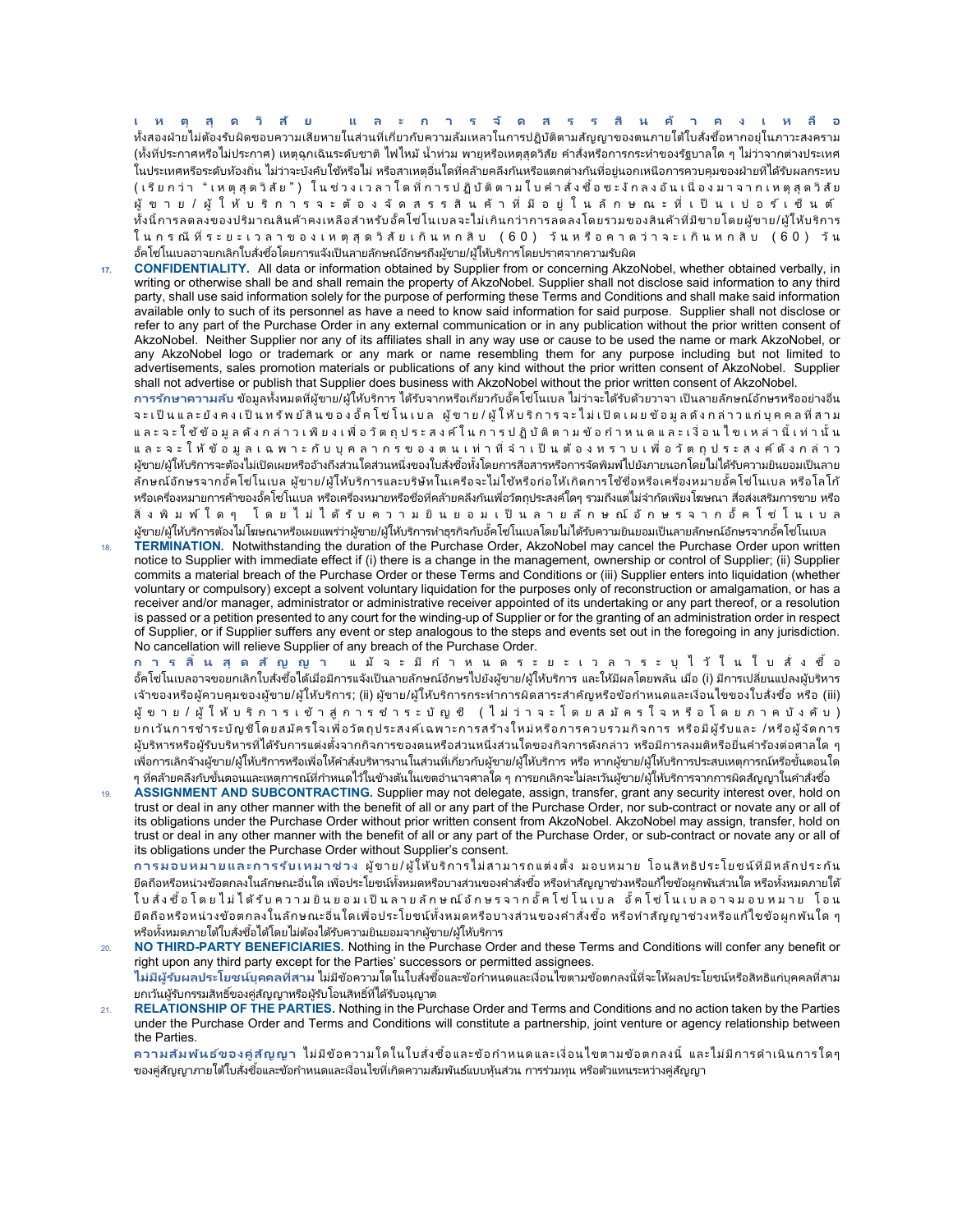**เหตุสุดวิสัย และการจัดสรรสินค้าคงเหลือ** ทั้งสองฝ่ายไม่ต้องรับผิดชอบความเสียหายในส่วนที่เกี่ยวกับความล้มเหลวในการปฏิบัติตามสัญญาของตนภายใต้ใบสั่งซื้อหากอยู่ในภาวะสงคราม (ทั้งที่ประกาศหรือไม่ประกาศ) เหตุฉุกเฉินระดับชาติ ไฟไหม้ น้ำท่วม พายุหรือเหตุสุดวิสัย คำสั่งหรือการกระทำของรัฐบาลใด ๆ ไม่ว่าจากต่างประเทศในประเทศหรือระดับท้องถิ่น ไม่ว่าจะบังคับใช้หรือไม่ หรือสาเหตุอื่นใดที่คล้ายคลึงกันหรือแตกต่างกันที่อยู่นอกเหนือการควบคุมของฝ่ายที่ได้รับผลกระทบ (เรียกว่า "เหตุสุดวิสัย") ในช่วงเวลาใดที่การปฏิบัติตามใบคำสั่งซื้อชะงักลงอันเนื่องมาจากเหตุสุดวิสัย ผู้ขาย/ผู้ให้บริการจะต้องจัดสรรสินค้าที่มีอยู่ในลักษณะที่เป็นเปอร์เซ็นต์ ทั้งนี้การลดลงของปริมาณสินค้าคงเหลือสำหรับอัคโซโนเบลจะไม่เกินกว่าการลดลงโดยรวมของสินค้าที่มีขายโดยผู้ขาย/ผู้ให้บริการ ในกรณีที่ระยะเวลาของเหตุสุดวิสัยเกินหกสิบ (60) วันหรือคาดว่าจะเกินหกสิบ (60) วัน อัคโซโนเบลอาจยกเลิกใบสั่งซื้อโดยการแจ้งเป็นลายลักษณ์อักษรถึงผู้ขาย/ผู้ให้บริการโดยปราศจากความรับผิด

17. **CONFIDENTIALITY.** All data or information obtained by Supplier from or concerning AkzoNobel, whether obtained verbally, in writing or otherwise shall be and shall remain the property of AkzoNobel. Supplier shall not disclose said information to any third party, shall use said information solely for the purpose of performing these Terms and Conditions and shall make said information available only to such of its personnel as have a need to know said information for said purpose. Supplier shall not disclose or refer to any part of the Purchase Order in any external communication or in any publication without the prior written consent of AkzoNobel. Neither Supplier nor any of its affiliates shall in any way use or cause to be used the name or mark AkzoNobel, or any AkzoNobel logo or trademark or any mark or name resembling them for any purpose including but not limited to advertisements, sales promotion materials or publications of any kind without the prior written consent of AkzoNobel. Supplier shall not advertise or publish that Supplier does business with AkzoNobel without the prior written consent of AkzoNobel.

    **การรักษาความลับ** ข้อมูลทั้งหมดที่ผู้ขาย/ผู้ให้บริการ ได้รับจากหรือเกี่ยวกับอัคโซโนเบล ไม่ว่าจะได้รับด้วยวาจา เป็นลายลักษณ์อักษรหรือรูปแบบอื่นจะเป็นและยังคงเป็นทรัพย์สินของอัคโซโนเบล ผู้ขาย/ผู้ให้บริการจะไม่เปิดเผยข้อมูลดังกล่าวแก่บุคคลที่สาม และจะใช้ข้อมูลดังกล่าวเพียงเพื่อวัตถุประสงค์ในการปฏิบัติตามข้อกำหนดและเงื่อนไขเหล่านี้เท่านั้น และจะให้ข้อมูลเฉพาะกับบุคลากรของตนเท่าที่จำเป็นต้องทราบเพื่อวัตถุประสงค์ดังกล่าว ผู้ขาย/ผู้ให้บริการจะต้องไม่เปิดเผยหรืออ้างถึงส่วนใดส่วนหนึ่งของใบสั่งซื้อทั้งโดยการสื่อสารหรือการตีพิมพ์ไปยังภายนอกโดยไม่ได้รับความยินยอมเป็นลายลักษณ์อักษรจากอัคโซโนเบล ผู้ขาย/ผู้ให้บริการและบริษัทในเครือจะไม่ใช้หรือก่อให้เกิดการใช้ชื่อหรือเครื่องหมายอัคโซโนเบล หรือโลโก้ หรือเครื่องหมายการค้าของอัคโซโนเบล หรือเครื่องหมายหรือชื่อที่คล้ายคลึงกันเพื่อวัตถุประสงค์ใดๆ รวมถึงแต่ไม่จำกัดเพียงโฆษณา สื่อส่งเสริมการขาย หรือสิ่งพิมพ์ใดๆ โดยไม่ได้รับความยินยอมเป็นลายลักษณ์อักษรจากอัคโซโนเบล ผู้ขาย/ผู้ให้บริการต้องไม่โฆษณาหรือเผยแพร่ว่าผู้ขาย/ผู้ให้บริการทำธุรกิจกับอัคโซโนเบลโดยไม่ได้รับความยินยอมเป็นลายลักษณ์อักษรจากอัคโซโนเบล

18. **TERMINATION.** Notwithstanding the duration of the Purchase Order, AkzoNobel may cancel the Purchase Order upon written notice to Supplier with immediate effect if (i) there is a change in the management, ownership or control of Supplier; (ii) Supplier commits a material breach of the Purchase Order or these Terms and Conditions or (iii) Supplier enters into liquidation (whether voluntary or compulsory) except a solvent voluntary liquidation for the purposes only of reconstruction or amalgamation, or has a receiver and/or manager, administrator or administrative receiver appointed of its undertaking or any part thereof, or a resolution is passed or a petition presented to any court for the winding-up of Supplier or for the granting of an administration order in respect of Supplier, or if Supplier suffers any event or step analogous to the steps and events set out in the foregoing in any jurisdiction. No cancellation will relieve Supplier of any breach of the Purchase Order.

    **การสิ้นสุดสัญญา** แม้จะมีกำหนดระยะเวลาระบุไว้ในใบสั่งซื้อ อัคโซโนเบลอาจขอยกเลิกใบสั่งซื้อได้เมื่อมีการแจ้งเป็นลายลักษณ์อักษรไปยังผู้ขาย/ผู้ให้บริการ และให้มีผลโดยพลัน เมื่อ (i) มีการเปลี่ยนแปลงผู้บริหาร เจ้าของหรือผู้ควบคุมของผู้ขาย/ผู้ให้บริการ; (ii) ผู้ขาย/ผู้ให้บริการกระทำการผิดสาระสำคัญหรือข้อกำหนดและเงื่อนไขของใบสั่งซื้อ หรือ (iii) ผู้ขาย/ผู้ให้บริการเข้าสู่การชำระบัญชี (ไม่ว่าจะโดยสมัครใจหรือโดยภาคบังคับ) ยกเว้นการชำระบัญชีโดยสมัครใจเพื่อวัตถุประสงค์เฉพาะการสร้างใหม่หรือการควบรวมกิจการ หรือมีผู้รับและ /หรือผู้จัดการ ผู้บริหารหรือผู้รับบริหารที่ได้รับการแต่งตั้งจากกิจการของตนหรือส่วนหนึ่งส่วนใดของกิจการดังกล่าว หรือมีการลงมติหรือยื่นคำร้องต่อศาลใด ๆ เพื่อการเลิกจ้างผู้ขาย/ผู้ให้บริการหรือเพื่อให้คำสั่งบริหารงานในส่วนที่เกี่ยวกับผู้ขาย/ผู้ให้บริการ หรือ หากผู้ขาย/ผู้ให้บริการประสบเหตุการณ์หรือขั้นตอนใด ๆ ที่คล้ายคลึงกับขั้นตอนและเหตุการณ์ที่กำหนดไว้ในข้างต้นในเขตอำนาจศาลใด ๆ การยกเลิกจะไม่ละเว้นผู้ขาย/ผู้ให้บริการจากการผิดสัญญาในคำสั่งซื้อ

19. **ASSIGNMENT AND SUBCONTRACTING.** Supplier may not delegate, assign, transfer, grant any security interest over, hold on trust or deal in any other manner with the benefit of all or any part of the Purchase Order, nor sub-contract or novate any or all of its obligations under the Purchase Order without prior written consent from AkzoNobel. AkzoNobel may assign, transfer, hold on trust or deal in any other manner with the benefit of all or any part of the Purchase Order, or sub-contract or novate any or all of its obligations under the Purchase Order without Supplier's consent.

    **การมอบหมายและการรับเหมาช่วง** ผู้ขาย/ผู้ให้บริการไม่สามารถแต่งตั้ง มอบหมาย โอนสิทธิประโยชน์ที่มีหลักประกัน ยึดถือหรือหน่วงข้อตกลงในลักษณะอื่นใด เพื่อประโยชน์ทั้งหมดหรือบางส่วนของคำสั่งซื้อ หรือทำสัญญาช่วงหรือแก้ไขข้อผูกพันส่วนใด หรือทั้งหมดภายใต้ใบสั่งซื้อโดยไม่ได้รับความยินยอมเป็นลายลักษณ์อักษรจากอัคโซโนเบล อัคโซโนเบลอาจมอบหมาย โอน ยึดถือหรือหน่วงข้อตกลงในลักษณะอื่นใดเพื่อประโยชน์ทั้งหมดหรือบางส่วนของคำสั่งซื้อ หรือทำสัญญาช่วงหรือแก้ไขข้อผูกพันใด ๆ หรือทั้งหมดภายใต้ใบสั่งซื้อได้โดยไม่ต้องได้รับความยินยอมจากผู้ขาย/ผู้ให้บริการ

20. **NO THIRD-PARTY BENEFICIARIES.** Nothing in the Purchase Order and these Terms and Conditions will confer any benefit or right upon any third party except for the Parties' successors or permitted assignees.

    **ไม่มีผู้รับผลประโยชน์บุคคลที่สาม** ไม่มีข้อความใดในใบสั่งซื้อและข้อกำหนดและเงื่อนไขตามข้อตกลงนี้ที่จะให้ผลประโยชน์หรือสิทธิแก่บุคคลที่สาม ยกเว้นผู้รับกรรมสิทธิ์ของคู่สัญญาหรือผู้รับโอนสิทธิ์ที่ได้รับอนุญาต

21. **RELATIONSHIP OF THE PARTIES.** Nothing in the Purchase Order and Terms and Conditions and no action taken by the Parties under the Purchase Order and Terms and Conditions will constitute a partnership, joint venture or agency relationship between the Parties.

    **ความสัมพันธ์ของคู่สัญญา** ไม่มีข้อความใดในใบสั่งซื้อและข้อกำหนดและเงื่อนไขตามข้อตกลงนี้ และไม่มีการดำเนินการใดๆ ของคู่สัญญาภายใต้ใบสั่งซื้อและข้อกำหนดและเงื่อนไขที่เกิดความสัมพันธ์แบบหุ้นส่วน การร่วมทุน หรือตัวแทนระหว่างคู่สัญญา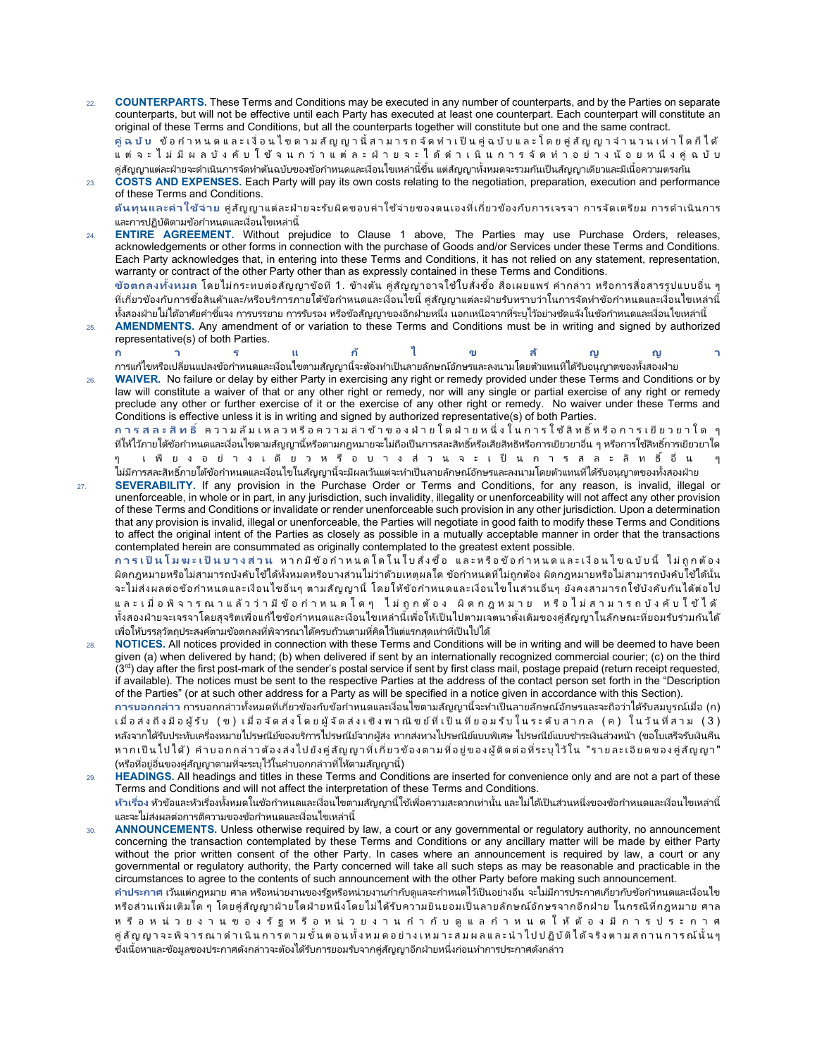22. **COUNTERPARTS.** These Terms and Conditions may be executed in any number of counterparts, and by the Parties on separate counterparts, but will not be effective until each Party has executed at least one counterpart. Each counterpart will constitute an original of these Terms and Conditions, but all the counterparts together will constitute but one and the same contract.
**คู่ฉบับ** ข้อกำหนดและเงื่อนไขตามสัญญานี้สามารถจัดทำเป็นคู่ฉบับและโดยคู่สัญญาจำนวนเท่าใดก็ได้ แต่จะไม่มีผลบังคับใช้จนกว่าแต่ละฝ่ายจะได้ดำเนินการจัดทำอย่างน้อยหนึ่งคู่ฉบับ คู่สัญญาแต่ละฝ่ายจะดำเนินการจัดทำต้นฉบับของข้อกำหนดและเงื่อนไขเหล่านี้ขึ้น แต่สัญญาทั้งหมดจะรวมกันเป็นสัญญาเดียวและมีเนื้อความตรงกัน

23. **COSTS AND EXPENSES.** Each Party will pay its own costs relating to the negotiation, preparation, execution and performance of these Terms and Conditions.
**ต้นทุนและค่าใช้จ่าย** คู่สัญญาแต่ละฝ่ายจะรับผิดชอบค่าใช้จ่ายของตนเองที่เกี่ยวข้องกับการเจรจา การจัดเตรียม การดำเนินการ และการปฏิบัติตามข้อกำหนดและเงื่อนไขเหล่านี้

24. **ENTIRE AGREEMENT.** Without prejudice to Clause 1 above, The Parties may use Purchase Orders, releases, acknowledgements or other forms in connection with the purchase of Goods and/or Services under these Terms and Conditions. Each Party acknowledges that, in entering into these Terms and Conditions, it has not relied on any statement, representation, warranty or contract of the other Party other than as expressly contained in these Terms and Conditions.
**ข้อตกลงทั้งหมด** โดยไม่กระทบต่อสัญญาข้อที่ 1. ข้างต้น คู่สัญญาอาจใช้ใบสั่งซื้อ สื่อเผยแพร่ คำกล่าว หรือการสื่อสารรูปแบบอื่น ๆ ที่เกี่ยวข้องกับการซื้อสินค้าและ/หรือบริการภายใต้ข้อกำหนดและเงื่อนไขนี้ คู่สัญญาแต่ละฝ่ายรับทราบว่าในการจัดทำข้อกำหนดและเงื่อนไขเหล่านี้ ทั้งสองฝ่ายไม่ได้อาศัยคำชี้แจง การบรรยาย การรับรอง หรือข้อสัญญาของอีกฝ่ายหนึ่ง นอกเหนือจากที่ระบุไว้อย่างชัดแจ้งในข้อกำหนดและเงื่อนไขเหล่านี้

25. **AMENDMENTS.** Any amendment of or variation to these Terms and Conditions must be in writing and signed by authorized representative(s) of both Parties.
**การแก้ไขสัญญา**
การแก้ไขหรือเปลี่ยนแปลงข้อกำหนดและเงื่อนไขตามสัญญานี้จะต้องทำเป็นลายลักษณ์อักษรและลงนามโดยตัวแทนที่ได้รับอนุญาตของทั้งสองฝ่าย

26. **WAIVER.** No failure or delay by either Party in exercising any right or remedy provided under these Terms and Conditions or by law will constitute a waiver of that or any other right or remedy, nor will any single or partial exercise of any right or remedy preclude any other or further exercise of it or the exercise of any other right or remedy. No waiver under these Terms and Conditions is effective unless it is in writing and signed by authorized representative(s) of both Parties.
**การสละสิทธิ** ความล้มเหลวหรือความล่าช้าของฝ่ายใดฝ่ายหนึ่งในการใช้สิทธิ์หรือการเยียวยาใด ๆ ที่ให้ไว้ภายใต้ข้อกำหนดและเงื่อนไขตามสัญญานี้หรือตามกฎหมายจะไม่ถือเป็นการสละสิทธิ์หรือเสียสิทธิการเยียวยาอื่น ๆ หรือการใช้สิทธิ์การเยียวยาใด ๆ เพียงอย่างเดียวหรือบางส่วนจะเป็นการสละสิทธิ์อื่น ๆ ไม่มีการสละสิทธิ์ภายใต้ข้อกำหนดและเงื่อนไขในสัญญานี้จะมีผลเว้นแต่จะทำเป็นลายลักษณ์อักษรและลงนามโดยตัวแทนที่ได้รับอนุญาตของทั้งสองฝ่าย

27. **SEVERABILITY.** If any provision in the Purchase Order or Terms and Conditions, for any reason, is invalid, illegal or unenforceable, in whole or in part, in any jurisdiction, such invalidity, illegality or unenforceability will not affect any other provision of these Terms and Conditions or invalidate or render unenforceable such provision in any other jurisdiction. Upon a determination that any provision is invalid, illegal or unenforceable, the Parties will negotiate in good faith to modify these Terms and Conditions to affect the original intent of the Parties as closely as possible in a mutually acceptable manner in order that the transactions contemplated herein are consummated as originally contemplated to the greatest extent possible.
**การเป็นโมฆะเป็นบางส่วน** หากมีข้อกำหนดใดในใบสั่งซื้อ และหรือข้อกำหนดและเงื่อนไขฉบับนี้ ไม่ถูกต้อง ผิดกฎหมายหรือไม่สามารถบังคับใช้ได้ทั้งหมดหรือบางส่วนไม่ว่าด้วยเหตุผลใด ข้อกำหนดที่ไม่ถูกต้อง ผิดกฎหมายหรือไม่สามารถบังคับใช้ได้นั้นจะไม่ส่งผลต่อข้อกำหนดและเงื่อนไขอื่นๆ ตามสัญญานี้ โดยให้ข้อกำหนดและเงื่อนไขในส่วนอื่นๆ ยังคงสามารถใช้บังคับกันได้ต่อไป และเมื่อพิจารณาแล้วว่ามีข้อกำหนดใดๆ ไม่ถูกต้อง ผิดกฎหมาย หรือไม่สามารถบังคับใช้ได้ ทั้งสองฝ่ายจะเจรจาโดยสุจริตเพื่อแก้ไขข้อกำหนดและเงื่อนไขเหล่านี้เพื่อให้เป็นไปตามเจตนาดั้งเดิมของคู่สัญญาในลักษณะที่ยอมรับร่วมกันได้ เพื่อให้บรรลุวัตถุประสงค์ตามข้อตกลงที่พิจารณาได้ครบถ้วนตามที่คิดไว้แต่แรกสุดเท่าที่เป็นไปได้

28. **NOTICES.** All notices provided in connection with these Terms and Conditions will be in writing and will be deemed to have been given (a) when delivered by hand; (b) when delivered if sent by an internationally recognized commercial courier; (c) on the third (3rd) day after the first post-mark of the sender's postal service if sent by first class mail, postage prepaid (return receipt requested, if available). The notices must be sent to the respective Parties at the address of the contact person set forth in the "Description of the Parties" (or at such other address for a Party as will be specified in a notice given in accordance with this Section).
**การบอกกล่าว** การบอกกล่าวทั้งหมดที่เกี่ยวข้องกับข้อกำหนดและเงื่อนไขตามสัญญานี้จะทำเป็นลายลักษณ์อักษรและจะถือว่าได้รับสมบูรณ์เมื่อ (ก) เมื่อส่งถึงมือผู้รับ (ข) เมื่อจัดส่งโดยผู้จัดส่งเชิงพาณิชย์ที่เป็นที่ยอมรับในระดับสากล (ค) ในวันที่สาม (3) หลังจากได้รับประทับเครื่องหมายไปรษณีย์ของบริการไปรษณีย์จากผู้ส่ง หากส่งทางไปรษณีย์แบบพิเศษ ไปรษณีย์แบบชำระเงินล่วงหน้า (ขอใบเสร็จรับเงินคืนหากเป็นไปได้) คำบอกกล่าวต้องส่งไปยังคู่สัญญาที่เกี่ยวข้องตามที่อยู่ของผู้ติดต่อที่ระบุไว้ใน "รายละเอียดของคู่สัญญา" (หรือที่อยู่อื่นของคู่สัญญาตามที่จะระบุไว้ในคำบอกกล่าวที่ให้ตามสัญญานี้)

29. **HEADINGS.** All headings and titles in these Terms and Conditions are inserted for convenience only and are not a part of these Terms and Conditions and will not affect the interpretation of these Terms and Conditions.
**หัวเรื่อง** หัวข้อและหัวเรื่องทั้งหมดในข้อกำหนดและเงื่อนไขตามสัญญานี้ใช้เพื่อความสะดวกเท่านั้น และไม่ได้เป็นส่วนหนึ่งของข้อกำหนดและเงื่อนไขเหล่านี้ และจะไม่ส่งผลต่อการตีความของข้อกำหนดและเงื่อนไขเหล่านี้

30. **ANNOUNCEMENTS.** Unless otherwise required by law, a court or any governmental or regulatory authority, no announcement concerning the transaction contemplated by these Terms and Conditions or any ancillary matter will be made by either Party without the prior written consent of the other Party. In cases where an announcement is required by law, a court or any governmental or regulatory authority, the Party concerned will take all such steps as may be reasonable and practicable in the circumstances to agree to the contents of such announcement with the other Party before making such announcement.
**คำประกาศ** เว้นแต่กฎหมาย ศาล หรือหน่วยงานของรัฐหรือหน่วยงานกำกับดูแลจะกำหนดไว้เป็นอย่างอื่น จะไม่มีการประกาศเกี่ยวกับข้อกำหนดและเงื่อนไข หรือส่วนเพิ่มเติมใด ๆ โดยคู่สัญญาฝ่ายใดฝ่ายหนึ่งโดยไม่ได้รับความยินยอมเป็นลายลักษณ์อักษรจากอีกฝ่าย ในกรณีที่กฎหมาย ศาล หรือหน่วยงานของรัฐหรือหน่วยงานกำกับดูแลกำหนดให้ต้องมีการประกาศ คู่สัญญาจะพิจารณาดำเนินการตามขั้นตอนทั้งหมดอย่างเหมาะสมผลและนำไปปฏิบัติได้จริงตามสถานการณ์นั้นๆ ซึ่งเนื้อหาและข้อมูลของประกาศดังกล่าวจะต้องได้รับการยอมรับจากคู่สัญญาอีกฝ่ายหนึ่งก่อนทำการประกาศดังกล่าว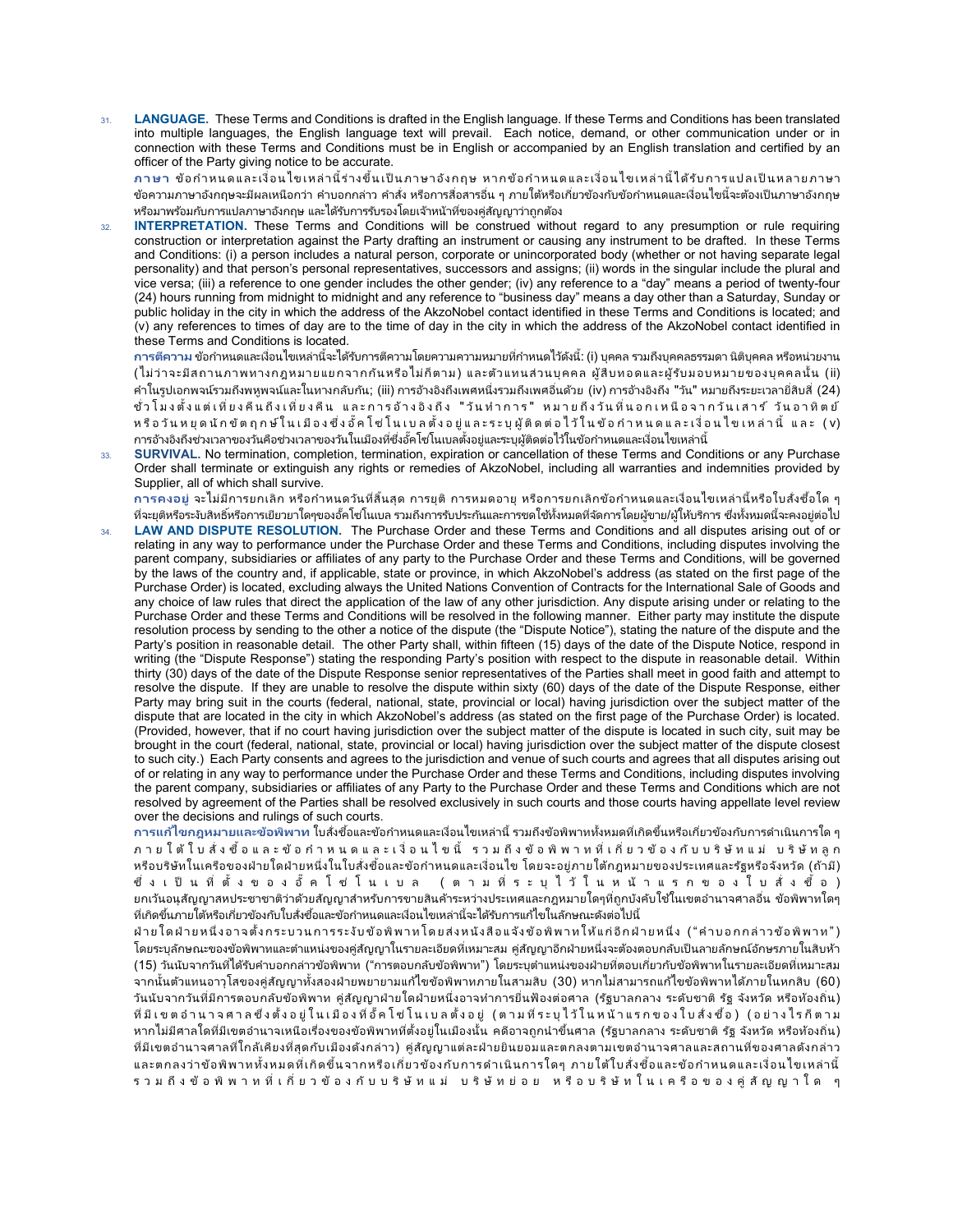31. **LANGUAGE.** These Terms and Conditions is drafted in the English language. If these Terms and Conditions has been translated into multiple languages, the English language text will prevail. Each notice, demand, or other communication under or in connection with these Terms and Conditions must be in English or accompanied by an English translation and certified by an officer of the Party giving notice to be accurate.

**ภาษา** ข้อกำหนดและเงื่อนไขเหล่านี้ร่างขึ้นเป็นภาษาอังกฤษ หากข้อกำหนดและเงื่อนไขเหล่านี้ได้รับการแปลเป็นหลายภาษา ข้อความภาษาอังกฤษจะมีผลเหนือกว่า คำบอกกล่าว คำสั่ง หรือการสื่อสารอื่น ๆ ภายใต้หรือเกี่ยวข้องกับข้อกำหนดและเงื่อนไขนี้จะต้องเป็นภาษาอังกฤษ หรือมาพร้อมกับการแปลภาษาอังกฤษ และได้รับการรับรองโดยเจ้าหน้าที่ของคู่สัญญาว่าถูกต้อง

32. **INTERPRETATION.** These Terms and Conditions will be construed without regard to any presumption or rule requiring construction or interpretation against the Party drafting an instrument or causing any instrument to be drafted. In these Terms and Conditions: (i) a person includes a natural person, corporate or unincorporated body (whether or not having separate legal personality) and that person's personal representatives, successors and assigns; (ii) words in the singular include the plural and vice versa; (iii) a reference to one gender includes the other gender; (iv) any reference to a "day" means a period of twenty-four (24) hours running from midnight to midnight and any reference to "business day" means a day other than a Saturday, Sunday or public holiday in the city in which the address of the AkzoNobel contact identified in these Terms and Conditions is located; and (v) any references to times of day are to the time of day in the city in which the address of the AkzoNobel contact identified in these Terms and Conditions is located.

**การตีความ** ข้อกำหนดและเงื่อนไขเหล่านี้จะได้รับการตีความโดยความความหมายที่กำหนดไว้ดังนี้: (i) บุคคล รวมถึงบุคคลธรรมดา นิติบุคคล หรือหน่วยงาน (ไม่ว่าจะมีสถานภาพทางกฎหมายแยกจากกันหรือไม่ก็ตาม) และตัวแทนส่วนบุคคล ผู้สืบทอดและผู้รับมอบหมายของบุคคลนั้น (ii) คำในรูปเอกพจน์รวมถึงพหูพจน์และในทางกลับกัน; (iii) การอ้างอิงถึงเพศหนึ่งรวมถึงเพศอื่นด้วย (iv) การอ้างอิงถึง "วัน" หมายถึงระยะเวลายี่สิบสี่ (24) ชั่วโมงตั้งแต่เที่ยงคืนถึงเที่ยงคืน และการอ้างอิงถึง "วันทำการ" หมายถึงวันที่นอกเหนือจากวันเสาร์ วันอาทิตย์ หรือวันหยุดนักขัตฤกษ์ในเมืองซึ่งอั๊คโซโนเบลตั้งอยู่และระบุผู้ติดต่อไว้ในข้อกำหนดและเงื่อนไขเหล่านี้ และ (v) การอ้างอิงถึงช่วงเวลาของวันคือช่วงเวลาของวันในเมืองที่ซึ่งอั๊คโซโนเบลตั้งอยู่และระบุผู้ติดต่อไว้ในข้อกำหนดและเงื่อนไขเหล่านี้

33. **SURVIVAL.** No termination, completion, termination, expiration or cancellation of these Terms and Conditions or any Purchase Order shall terminate or extinguish any rights or remedies of AkzoNobel, including all warranties and indemnities provided by Supplier, all of which shall survive.

**การคงอยู่** จะไม่มีการยกเลิก หรือกำหนดวันที่สิ้นสุด การยุติ การหมดอายุ หรือการยกเลิกข้อกำหนดและเงื่อนไขเหล่านี้หรือใบสั่งซื้อใด ๆ ที่จะยุติหรือระงับสิทธิ์หรือการเยียวยาใดๆของอั๊คโซโนเบล รวมถึงการรับประกันและการชดใช้ทั้งหมดที่จัดการโดยผู้ขาย/ผู้ให้บริการ ซึ่งทั้งหมดนี้จะคงอยู่ต่อไป

34. **LAW AND DISPUTE RESOLUTION.** The Purchase Order and these Terms and Conditions and all disputes arising out of or relating in any way to performance under the Purchase Order and these Terms and Conditions, including disputes involving the parent company, subsidiaries or affiliates of any party to the Purchase Order and these Terms and Conditions, will be governed by the laws of the country and, if applicable, state or province, in which AkzoNobel's address (as stated on the first page of the Purchase Order) is located, excluding always the United Nations Convention of Contracts for the International Sale of Goods and any choice of law rules that direct the application of the law of any other jurisdiction. Any dispute arising under or relating to the Purchase Order and these Terms and Conditions will be resolved in the following manner. Either party may institute the dispute resolution process by sending to the other a notice of the dispute (the "Dispute Notice"), stating the nature of the dispute and the Party's position in reasonable detail. The other Party shall, within fifteen (15) days of the date of the Dispute Notice, respond in writing (the "Dispute Response") stating the responding Party's position with respect to the dispute in reasonable detail. Within thirty (30) days of the date of the Dispute Response senior representatives of the Parties shall meet in good faith and attempt to resolve the dispute. If they are unable to resolve the dispute within sixty (60) days of the date of the Dispute Response, either Party may bring suit in the courts (federal, national, state, provincial or local) having jurisdiction over the subject matter of the dispute that are located in the city in which AkzoNobel's address (as stated on the first page of the Purchase Order) is located. (Provided, however, that if no court having jurisdiction over the subject matter of the dispute is located in such city, suit may be brought in the court (federal, national, state, provincial or local) having jurisdiction over the subject matter of the dispute closest to such city.) Each Party consents and agrees to the jurisdiction and venue of such courts and agrees that all disputes arising out of or relating in any way to performance under the Purchase Order and these Terms and Conditions, including disputes involving the parent company, subsidiaries or affiliates of any Party to the Purchase Order and these Terms and Conditions which are not resolved by agreement of the Parties shall be resolved exclusively in such courts and those courts having appellate level review over the decisions and rulings of such courts.

**การแก้ไขกฎหมายและข้อพิพาท** ใบสั่งซื้อและข้อกำหนดและเงื่อนไขเหล่านี้ รวมถึงข้อพิพาททั้งหมดที่เกิดขึ้นหรือเกี่ยวข้องกับการดำเนินการใด ๆ ภายใต้ใบสั่งซื้อและข้อกำหนดและเงื่อนไขนี้ รวมถึงข้อพิพาทที่เกี่ยวข้องกับบริษัทแม่ บริษัทลูก หรือบริษัทในเครือของฝ่ายใดฝ่ายหนึ่งในใบสั่งซื้อและข้อกำหนดและเงื่อนไข โดยจะอยู่ภายใต้กฎหมายของประเทศและรัฐหรือจังหวัด (ถ้ามี) ซึ่งเป็นที่ตั้งของอั๊คโซโนเบล (ตามที่ระบุไว้ในหน้าแรกของใบสั่งซื้อ) ยกเว้นอนุสัญญาสหประชาชาติว่าด้วยสัญญาสำหรับการขายสินค้าระหว่างประเทศและกฎหมายใดๆที่ถูกบังคับใช้ในเขตอำนาจศาลอื่น ข้อพิพาทใดๆ ที่เกิดขึ้นภายใต้หรือเกี่ยวข้องกับใบสั่งซื้อและข้อกำหนดและเงื่อนไขเหล่านี้จะได้รับการแก้ไขในลักษณะดังต่อไปนี้

ฝ่ายใดฝ่ายหนึ่งอาจตั้งกระบวนการระงับข้อพิพาทโดยส่งหนังสือแจ้งข้อพิพาทให้แก่อีกฝ่ายหนึ่ง ("คำบอกกล่าวข้อพิพาท") โดยระบุลักษณะของข้อพิพาทและตำแหน่งของคู่สัญญาในรายละเอียดที่เหมาะสม คู่สัญญาอีกฝ่ายหนึ่งจะต้องตอบกลับเป็นลายลักษณ์อักษรภายในสิบห้า (15) วันนับจากวันที่ได้รับคำบอกกล่าวข้อพิพาท ("การตอบกลับข้อพิพาท") โดยระบุตำแหน่งของฝ่ายที่ตอบเกี่ยวกับข้อพิพาทในรายละเอียดที่เหมาะสม จากนั้นตัวแทนอาวุโสของคู่สัญญาทั้งสองฝ่ายพยายามแก้ไขข้อพิพาทภายในสามสิบ (30) หากไม่สามารถแก้ไขข้อพิพาทได้ภายในหกสิบ (60) วันนับจากวันที่มีการตอบกลับข้อพิพาท คู่สัญญาฝ่ายใดฝ่ายหนึ่งอาจทำการยื่นฟ้องต่อศาล (รัฐบาลกลาง ระดับชาติ รัฐ จังหวัด หรือท้องถิ่น) ที่มีเขตอำนาจศาลซึ่งตั้งอยู่ในเมืองที่อั๊คโซโนเบลตั้งอยู่ (ตามที่ระบุไว้ในหน้าแรกของใบสั่งซื้อ) (อย่างไรก็ตาม หากไม่มีศาลใดที่มีเขตอำนาจเหนือเรื่องของข้อพิพาทที่ตั้งอยู่ในเมืองนั้น คดีอาจถูกนำขึ้นศาล (รัฐบาลกลาง ระดับชาติ รัฐ จังหวัด หรือท้องถิ่น) ที่มีเขตอำนาจศาลที่ใกล้เคียงที่สุดกับเมืองดังกล่าว) คู่สัญญาแต่ละฝ่ายยินยอมและตกลงตามเขตอำนาจศาลและสถานที่ของศาลดังกล่าว และตกลงว่าข้อพิพาททั้งหมดที่เกิดขึ้นจากหรือเกี่ยวข้องกับการดำเนินการใดๆ ภายใต้ใบสั่งซื้อและข้อกำหนดและเงื่อนไขเหล่านี้ รวมถึงข้อพิพาทที่เกี่ยวข้องกับบริษัทแม่ บริษัทย่อย หรือบริษัทในเครือของคู่สัญญาใด ๆ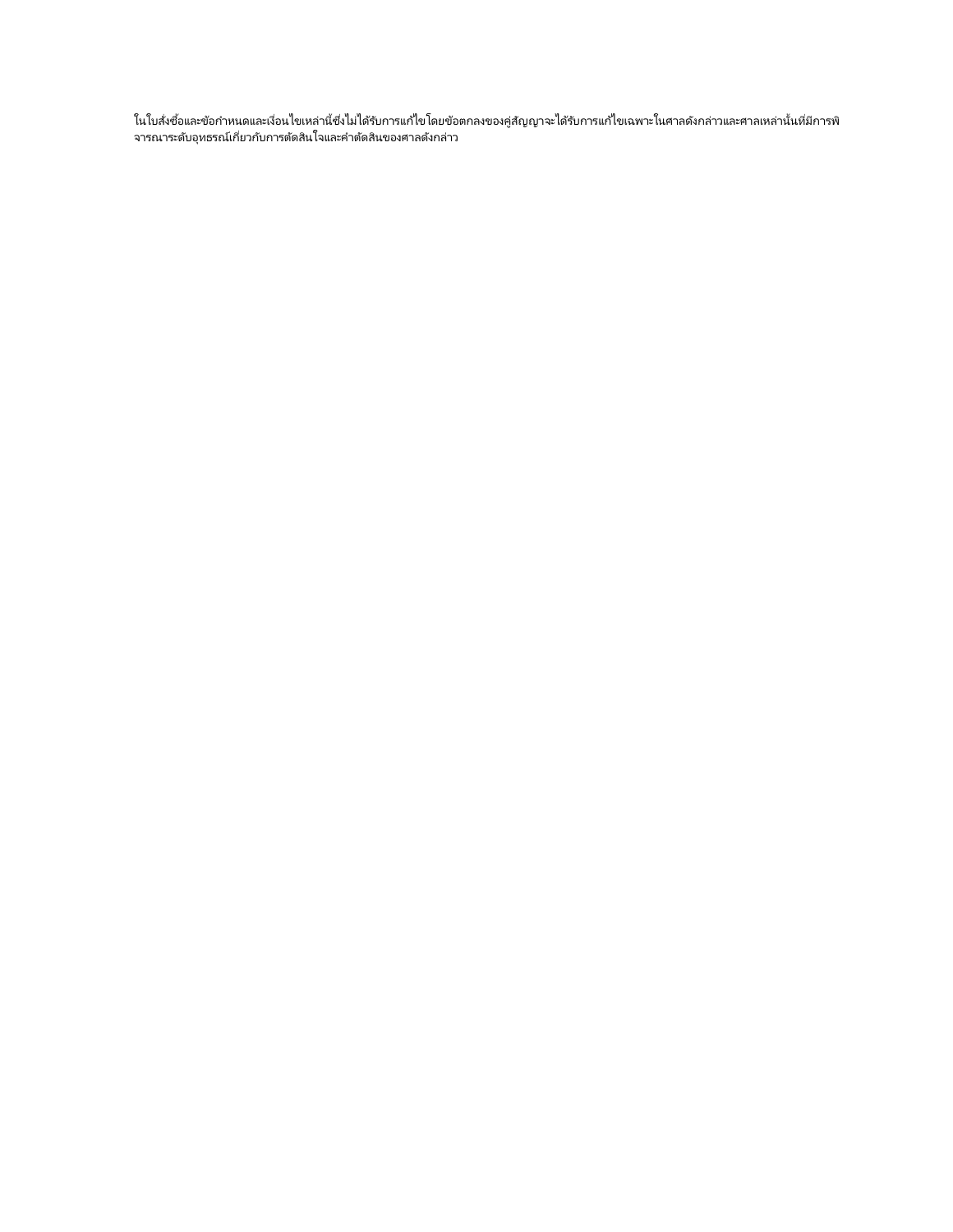ในใบสั่งซื้อและข้อกำหนดและเงื่อนไขเหล่านี้ซึ่งไม่ได้รับการแก้ไขโดยข้อตกลงของคู่สัญญาจะได้รับการแก้ไขเฉพาะในศาลดังกล่าวและศาลเหล่านั้นที่มีการพิจารณาระดับอุทธรณ์เกี่ยวกับการตัดสินใจและคำตัดสินของศาลดังกล่าว